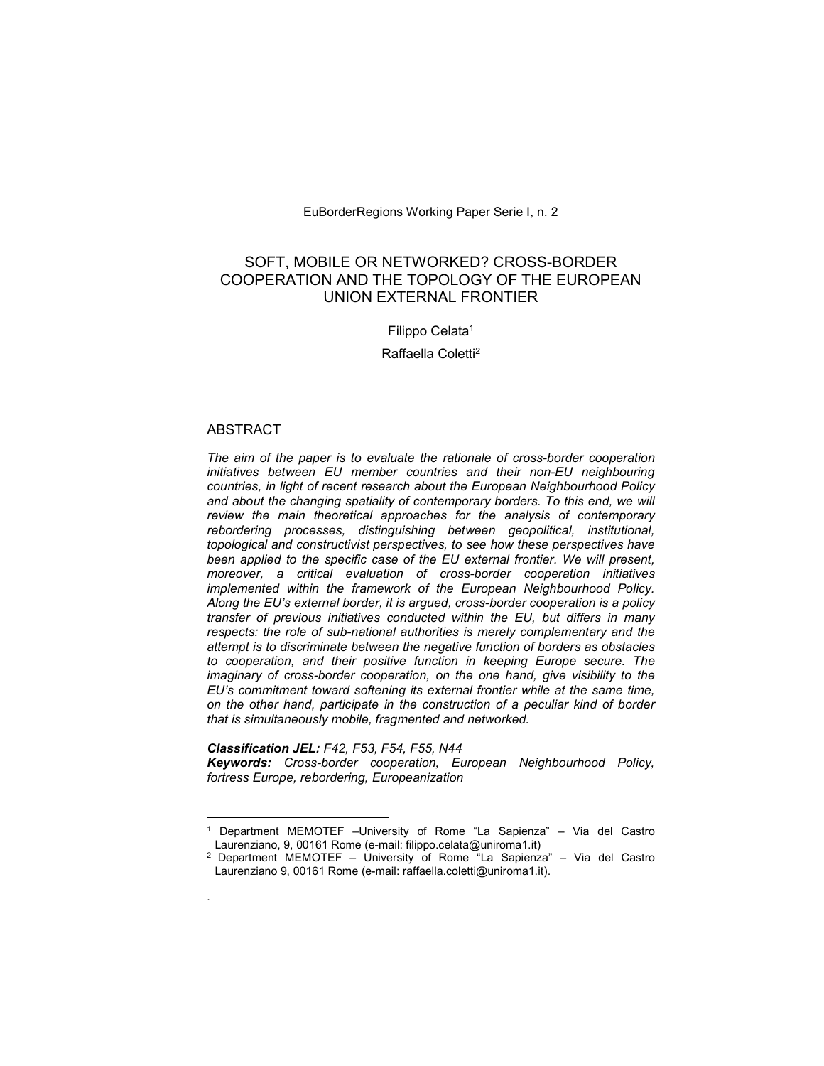EuBorderRegions Working Paper Serie I, n. 2

# SOFT, MOBILE OR NETWORKED? CROSS-BORDER COOPERATION AND THE TOPOLOGY OF THE EUROPEAN UNION EXTERNAL FRONTIER

Filippo Celata[1]

Raffaella Coletti[2]

## ABSTRACT

*The aim of the paper is to evaluate the rationale of cross-border cooperation initiatives between EU member countries and their non-EU neighbouring countries, in light of recent research about the European Neighbourhood Policy and about the changing spatiality of contemporary borders. To this end, we will review the main theoretical approaches for the analysis of contemporary rebordering processes, distinguishing between geopolitical, institutional, topological and constructivist perspectives, to see how these perspectives have been applied to the specific case of the EU external frontier. We will present, moreover, a critical evaluation of cross-border cooperation initiatives implemented within the framework of the European Neighbourhood Policy. Along the EU's external border, it is argued, cross-border cooperation is a policy transfer of previous initiatives conducted within the EU, but differs in many respects: the role of sub-national authorities is merely complementary and the attempt is to discriminate between the negative function of borders as obstacles to cooperation, and their positive function in keeping Europe secure. The imaginary of cross-border cooperation, on the one hand, give visibility to the EU's commitment toward softening its external frontier while at the same time, on the other hand, participate in the construction of a peculiar kind of border that is simultaneously mobile, fragmented and networked.*

***Classification JEL:*** *F42, F53, F54, F55, N44*
***Keywords:*** *Cross-border cooperation, European Neighbourhood Policy, fortress Europe, rebordering, Europeanization*

---

[1] Department MEMOTEF –University of Rome "La Sapienza" – Via del Castro Laurenziano, 9, 00161 Rome (e-mail: filippo.celata@uniroma1.it)

[2] Department MEMOTEF – University of Rome "La Sapienza" – Via del Castro Laurenziano 9, 00161 Rome (e-mail: raffaella.coletti@uniroma1.it).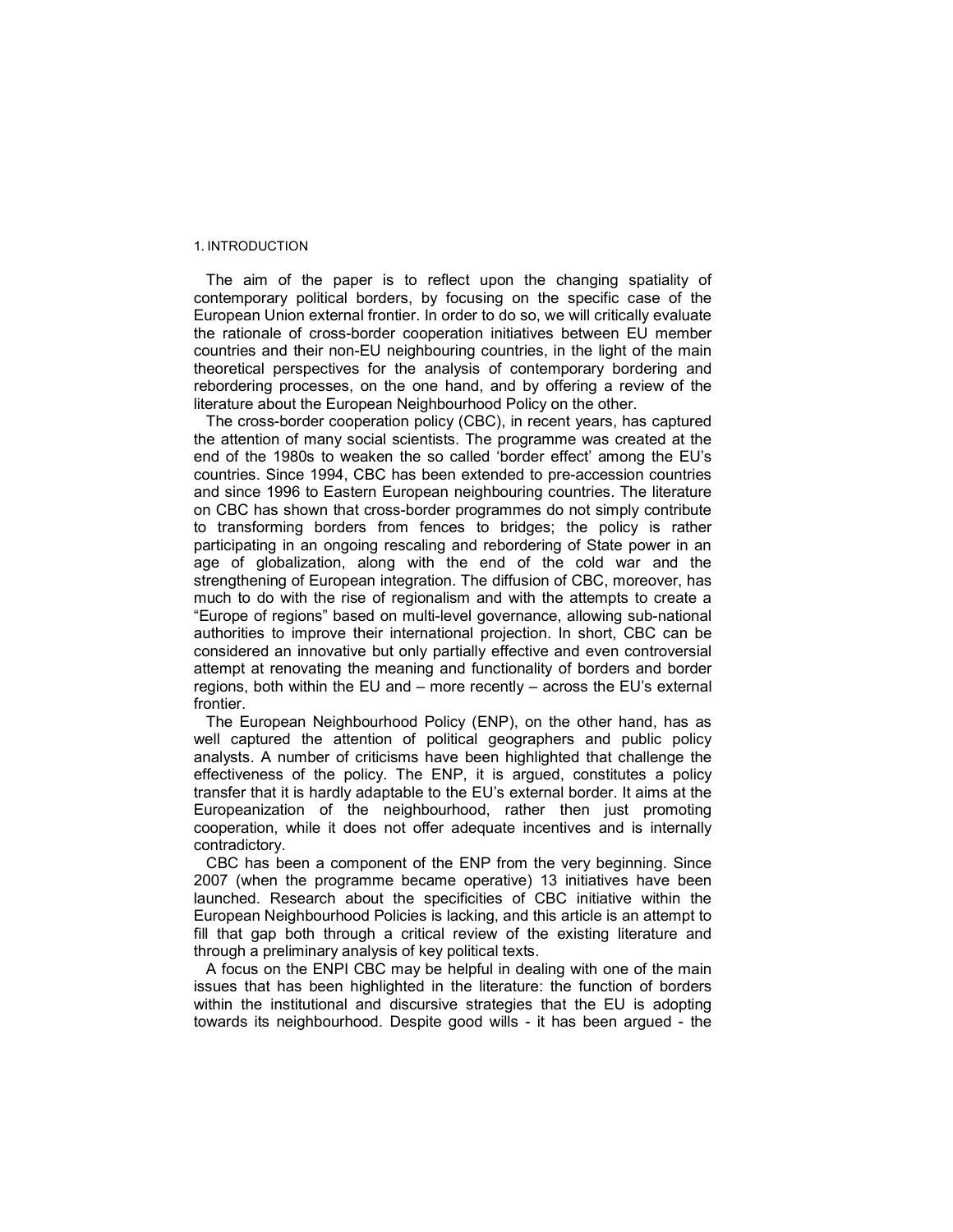## 1. INTRODUCTION

The aim of the paper is to reflect upon the changing spatiality of contemporary political borders, by focusing on the specific case of the European Union external frontier. In order to do so, we will critically evaluate the rationale of cross-border cooperation initiatives between EU member countries and their non-EU neighbouring countries, in the light of the main theoretical perspectives for the analysis of contemporary bordering and rebordering processes, on the one hand, and by offering a review of the literature about the European Neighbourhood Policy on the other.

The cross-border cooperation policy (CBC), in recent years, has captured the attention of many social scientists. The programme was created at the end of the 1980s to weaken the so called 'border effect' among the EU's countries. Since 1994, CBC has been extended to pre-accession countries and since 1996 to Eastern European neighbouring countries. The literature on CBC has shown that cross-border programmes do not simply contribute to transforming borders from fences to bridges; the policy is rather participating in an ongoing rescaling and rebordering of State power in an age of globalization, along with the end of the cold war and the strengthening of European integration. The diffusion of CBC, moreover, has much to do with the rise of regionalism and with the attempts to create a "Europe of regions" based on multi-level governance, allowing sub-national authorities to improve their international projection. In short, CBC can be considered an innovative but only partially effective and even controversial attempt at renovating the meaning and functionality of borders and border regions, both within the EU and – more recently – across the EU's external frontier.

The European Neighbourhood Policy (ENP), on the other hand, has as well captured the attention of political geographers and public policy analysts. A number of criticisms have been highlighted that challenge the effectiveness of the policy. The ENP, it is argued, constitutes a policy transfer that it is hardly adaptable to the EU's external border. It aims at the Europeanization of the neighbourhood, rather then just promoting cooperation, while it does not offer adequate incentives and is internally contradictory.

CBC has been a component of the ENP from the very beginning. Since 2007 (when the programme became operative) 13 initiatives have been launched. Research about the specificities of CBC initiative within the European Neighbourhood Policies is lacking, and this article is an attempt to fill that gap both through a critical review of the existing literature and through a preliminary analysis of key political texts.

A focus on the ENPI CBC may be helpful in dealing with one of the main issues that has been highlighted in the literature: the function of borders within the institutional and discursive strategies that the EU is adopting towards its neighbourhood. Despite good wills - it has been argued - the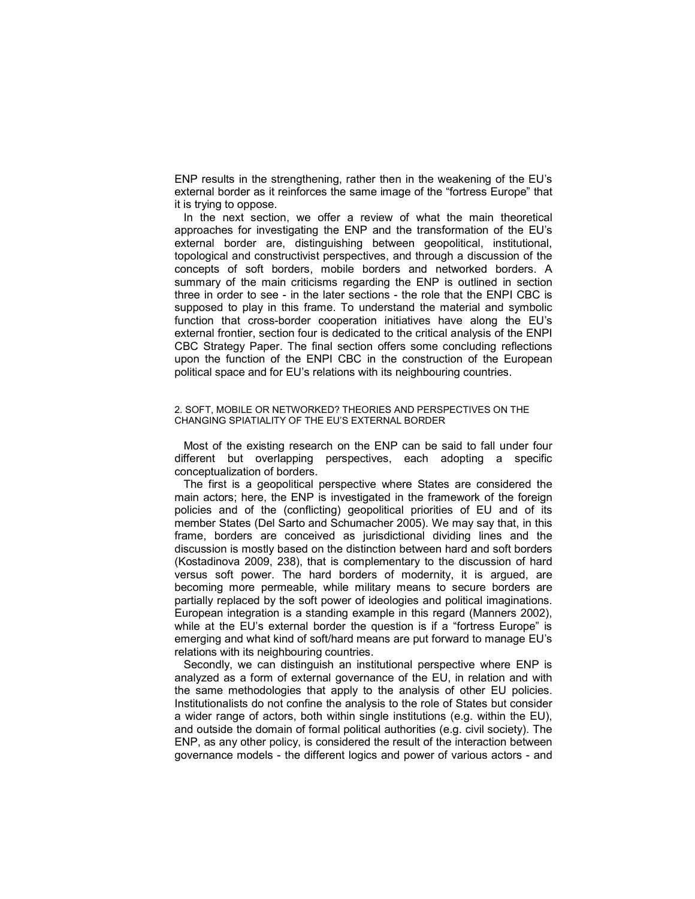ENP results in the strengthening, rather then in the weakening of the EU's external border as it reinforces the same image of the "fortress Europe" that it is trying to oppose.

In the next section, we offer a review of what the main theoretical approaches for investigating the ENP and the transformation of the EU's external border are, distinguishing between geopolitical, institutional, topological and constructivist perspectives, and through a discussion of the concepts of soft borders, mobile borders and networked borders. A summary of the main criticisms regarding the ENP is outlined in section three in order to see - in the later sections - the role that the ENPI CBC is supposed to play in this frame. To understand the material and symbolic function that cross-border cooperation initiatives have along the EU's external frontier, section four is dedicated to the critical analysis of the ENPI CBC Strategy Paper. The final section offers some concluding reflections upon the function of the ENPI CBC in the construction of the European political space and for EU's relations with its neighbouring countries.

## 2. SOFT, MOBILE OR NETWORKED? THEORIES AND PERSPECTIVES ON THE CHANGING SPIATIALITY OF THE EU'S EXTERNAL BORDER

Most of the existing research on the ENP can be said to fall under four different but overlapping perspectives, each adopting a specific conceptualization of borders.

The first is a geopolitical perspective where States are considered the main actors; here, the ENP is investigated in the framework of the foreign policies and of the (conflicting) geopolitical priorities of EU and of its member States (Del Sarto and Schumacher 2005). We may say that, in this frame, borders are conceived as jurisdictional dividing lines and the discussion is mostly based on the distinction between hard and soft borders (Kostadinova 2009, 238), that is complementary to the discussion of hard versus soft power. The hard borders of modernity, it is argued, are becoming more permeable, while military means to secure borders are partially replaced by the soft power of ideologies and political imaginations. European integration is a standing example in this regard (Manners 2002), while at the EU's external border the question is if a "fortress Europe" is emerging and what kind of soft/hard means are put forward to manage EU's relations with its neighbouring countries.

Secondly, we can distinguish an institutional perspective where ENP is analyzed as a form of external governance of the EU, in relation and with the same methodologies that apply to the analysis of other EU policies. Institutionalists do not confine the analysis to the role of States but consider a wider range of actors, both within single institutions (e.g. within the EU), and outside the domain of formal political authorities (e.g. civil society). The ENP, as any other policy, is considered the result of the interaction between governance models - the different logics and power of various actors - and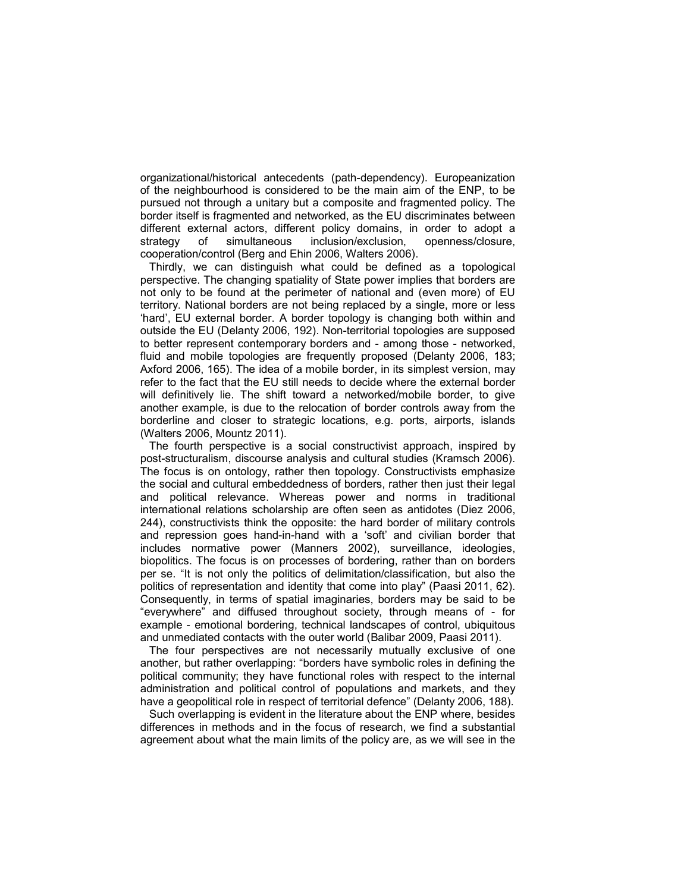organizational/historical antecedents (path-dependency). Europeanization of the neighbourhood is considered to be the main aim of the ENP, to be pursued not through a unitary but a composite and fragmented policy. The border itself is fragmented and networked, as the EU discriminates between different external actors, different policy domains, in order to adopt a strategy of simultaneous inclusion/exclusion, openness/closure, cooperation/control (Berg and Ehin 2006, Walters 2006).

Thirdly, we can distinguish what could be defined as a topological perspective. The changing spatiality of State power implies that borders are not only to be found at the perimeter of national and (even more) of EU territory. National borders are not being replaced by a single, more or less 'hard', EU external border. A border topology is changing both within and outside the EU (Delanty 2006, 192). Non-territorial topologies are supposed to better represent contemporary borders and - among those - networked, fluid and mobile topologies are frequently proposed (Delanty 2006, 183; Axford 2006, 165). The idea of a mobile border, in its simplest version, may refer to the fact that the EU still needs to decide where the external border will definitively lie. The shift toward a networked/mobile border, to give another example, is due to the relocation of border controls away from the borderline and closer to strategic locations, e.g. ports, airports, islands (Walters 2006, Mountz 2011).

The fourth perspective is a social constructivist approach, inspired by post-structuralism, discourse analysis and cultural studies (Kramsch 2006). The focus is on ontology, rather then topology. Constructivists emphasize the social and cultural embeddedness of borders, rather then just their legal and political relevance. Whereas power and norms in traditional international relations scholarship are often seen as antidotes (Diez 2006, 244), constructivists think the opposite: the hard border of military controls and repression goes hand-in-hand with a 'soft' and civilian border that includes normative power (Manners 2002), surveillance, ideologies, biopolitics. The focus is on processes of bordering, rather than on borders per se. "It is not only the politics of delimitation/classification, but also the politics of representation and identity that come into play" (Paasi 2011, 62). Consequently, in terms of spatial imaginaries, borders may be said to be "everywhere" and diffused throughout society, through means of - for example - emotional bordering, technical landscapes of control, ubiquitous and unmediated contacts with the outer world (Balibar 2009, Paasi 2011).

The four perspectives are not necessarily mutually exclusive of one another, but rather overlapping: "borders have symbolic roles in defining the political community; they have functional roles with respect to the internal administration and political control of populations and markets, and they have a geopolitical role in respect of territorial defence" (Delanty 2006, 188).

Such overlapping is evident in the literature about the ENP where, besides differences in methods and in the focus of research, we find a substantial agreement about what the main limits of the policy are, as we will see in the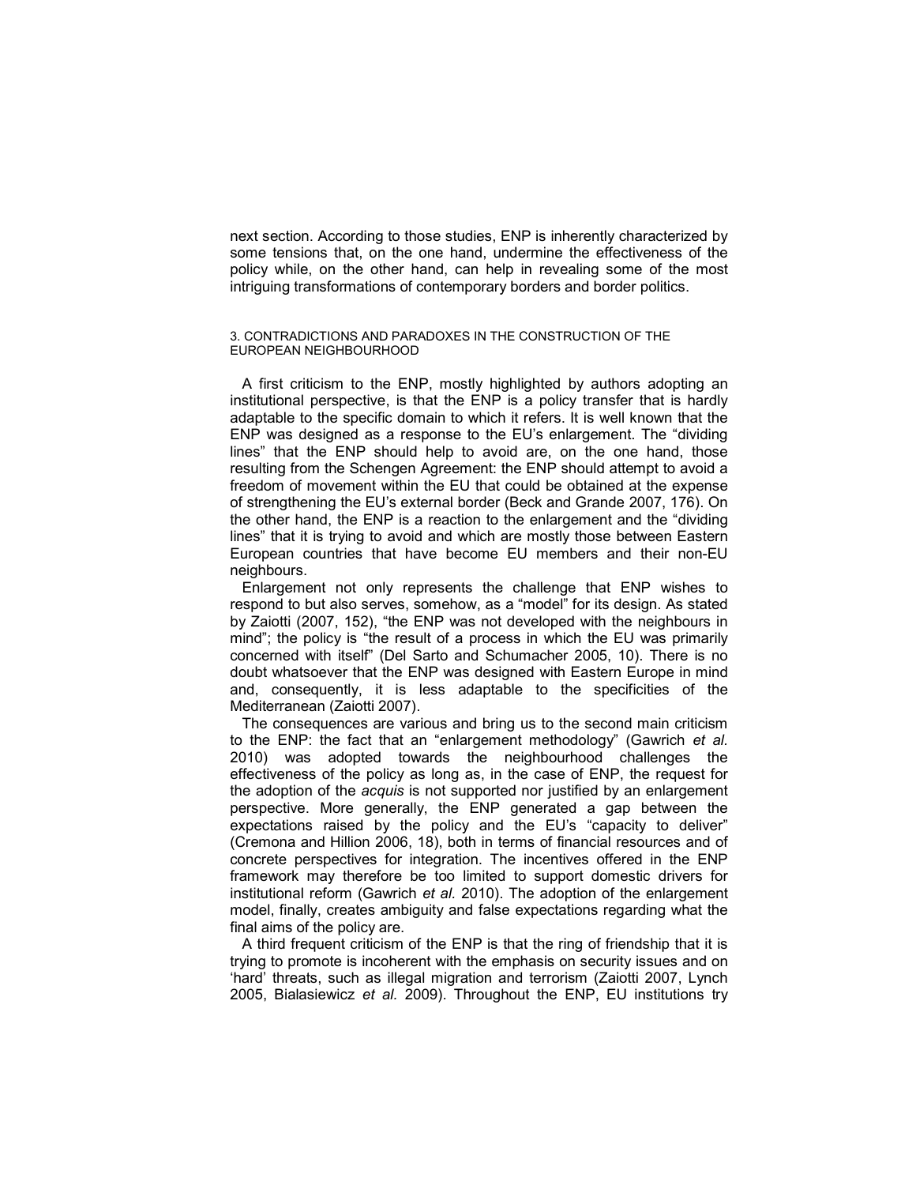next section. According to those studies, ENP is inherently characterized by some tensions that, on the one hand, undermine the effectiveness of the policy while, on the other hand, can help in revealing some of the most intriguing transformations of contemporary borders and border politics.

## 3. CONTRADICTIONS AND PARADOXES IN THE CONSTRUCTION OF THE EUROPEAN NEIGHBOURHOOD

A first criticism to the ENP, mostly highlighted by authors adopting an institutional perspective, is that the ENP is a policy transfer that is hardly adaptable to the specific domain to which it refers. It is well known that the ENP was designed as a response to the EU's enlargement. The "dividing lines" that the ENP should help to avoid are, on the one hand, those resulting from the Schengen Agreement: the ENP should attempt to avoid a freedom of movement within the EU that could be obtained at the expense of strengthening the EU's external border (Beck and Grande 2007, 176). On the other hand, the ENP is a reaction to the enlargement and the "dividing lines" that it is trying to avoid and which are mostly those between Eastern European countries that have become EU members and their non-EU neighbours.

Enlargement not only represents the challenge that ENP wishes to respond to but also serves, somehow, as a "model" for its design. As stated by Zaiotti (2007, 152), "the ENP was not developed with the neighbours in mind"; the policy is "the result of a process in which the EU was primarily concerned with itself" (Del Sarto and Schumacher 2005, 10). There is no doubt whatsoever that the ENP was designed with Eastern Europe in mind and, consequently, it is less adaptable to the specificities of the Mediterranean (Zaiotti 2007).

The consequences are various and bring us to the second main criticism to the ENP: the fact that an "enlargement methodology" (Gawrich *et al.* 2010) was adopted towards the neighbourhood challenges the effectiveness of the policy as long as, in the case of ENP, the request for the adoption of the *acquis* is not supported nor justified by an enlargement perspective. More generally, the ENP generated a gap between the expectations raised by the policy and the EU's "capacity to deliver" (Cremona and Hillion 2006, 18), both in terms of financial resources and of concrete perspectives for integration. The incentives offered in the ENP framework may therefore be too limited to support domestic drivers for institutional reform (Gawrich *et al.* 2010). The adoption of the enlargement model, finally, creates ambiguity and false expectations regarding what the final aims of the policy are.

A third frequent criticism of the ENP is that the ring of friendship that it is trying to promote is incoherent with the emphasis on security issues and on 'hard' threats, such as illegal migration and terrorism (Zaiotti 2007, Lynch 2005, Bialasiewicz *et al.* 2009). Throughout the ENP, EU institutions try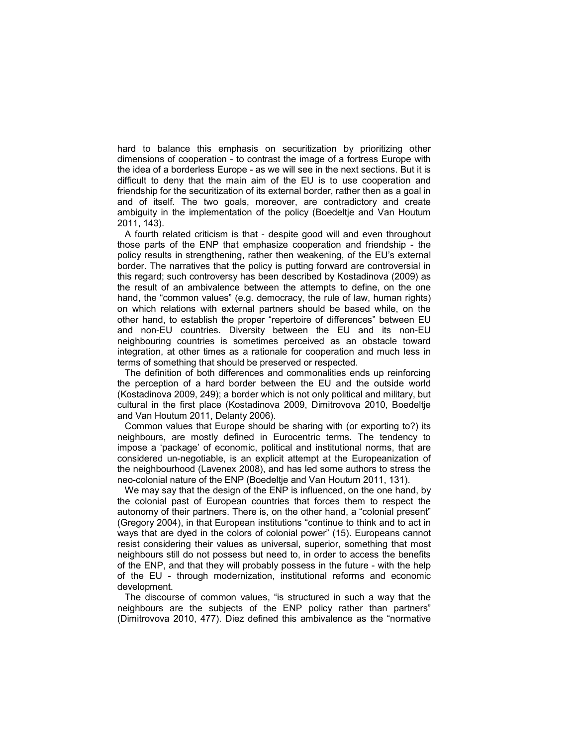hard to balance this emphasis on securitization by prioritizing other dimensions of cooperation - to contrast the image of a fortress Europe with the idea of a borderless Europe - as we will see in the next sections. But it is difficult to deny that the main aim of the EU is to use cooperation and friendship for the securitization of its external border, rather then as a goal in and of itself. The two goals, moreover, are contradictory and create ambiguity in the implementation of the policy (Boedeltje and Van Houtum 2011, 143).

A fourth related criticism is that - despite good will and even throughout those parts of the ENP that emphasize cooperation and friendship - the policy results in strengthening, rather then weakening, of the EU's external border. The narratives that the policy is putting forward are controversial in this regard; such controversy has been described by Kostadinova (2009) as the result of an ambivalence between the attempts to define, on the one hand, the "common values" (e.g. democracy, the rule of law, human rights) on which relations with external partners should be based while, on the other hand, to establish the proper "repertoire of differences" between EU and non-EU countries. Diversity between the EU and its non-EU neighbouring countries is sometimes perceived as an obstacle toward integration, at other times as a rationale for cooperation and much less in terms of something that should be preserved or respected.

The definition of both differences and commonalities ends up reinforcing the perception of a hard border between the EU and the outside world (Kostadinova 2009, 249); a border which is not only political and military, but cultural in the first place (Kostadinova 2009, Dimitrovova 2010, Boedeltje and Van Houtum 2011, Delanty 2006).

Common values that Europe should be sharing with (or exporting to?) its neighbours, are mostly defined in Eurocentric terms. The tendency to impose a 'package' of economic, political and institutional norms, that are considered un-negotiable, is an explicit attempt at the Europeanization of the neighbourhood (Lavenex 2008), and has led some authors to stress the neo-colonial nature of the ENP (Boedeltje and Van Houtum 2011, 131).

We may say that the design of the ENP is influenced, on the one hand, by the colonial past of European countries that forces them to respect the autonomy of their partners. There is, on the other hand, a "colonial present" (Gregory 2004), in that European institutions "continue to think and to act in ways that are dyed in the colors of colonial power" (15). Europeans cannot resist considering their values as universal, superior, something that most neighbours still do not possess but need to, in order to access the benefits of the ENP, and that they will probably possess in the future - with the help of the EU - through modernization, institutional reforms and economic development.

The discourse of common values, "is structured in such a way that the neighbours are the subjects of the ENP policy rather than partners" (Dimitrovova 2010, 477). Diez defined this ambivalence as the "normative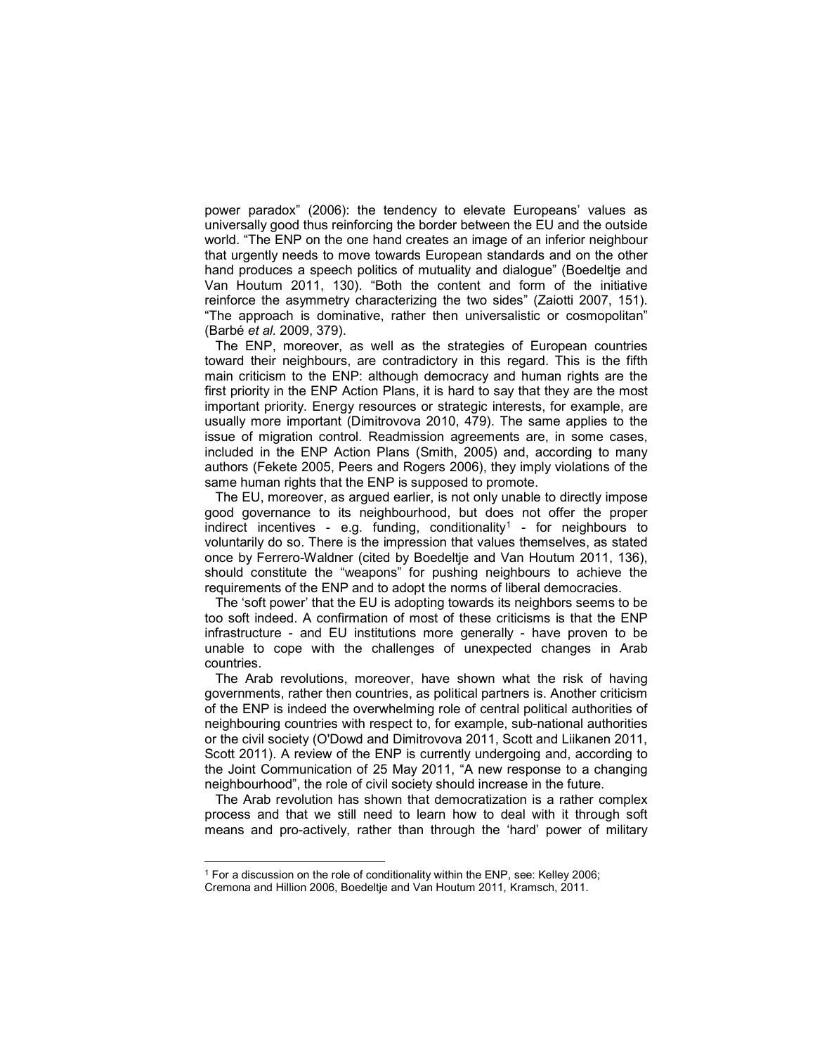power paradox" (2006): the tendency to elevate Europeans' values as universally good thus reinforcing the border between the EU and the outside world. "The ENP on the one hand creates an image of an inferior neighbour that urgently needs to move towards European standards and on the other hand produces a speech politics of mutuality and dialogue" (Boedeltje and Van Houtum 2011, 130). "Both the content and form of the initiative reinforce the asymmetry characterizing the two sides" (Zaiotti 2007, 151). "The approach is dominative, rather then universalistic or cosmopolitan" (Barbé *et al.* 2009, 379).

The ENP, moreover, as well as the strategies of European countries toward their neighbours, are contradictory in this regard. This is the fifth main criticism to the ENP: although democracy and human rights are the first priority in the ENP Action Plans, it is hard to say that they are the most important priority. Energy resources or strategic interests, for example, are usually more important (Dimitrovova 2010, 479). The same applies to the issue of migration control. Readmission agreements are, in some cases, included in the ENP Action Plans (Smith, 2005) and, according to many authors (Fekete 2005, Peers and Rogers 2006), they imply violations of the same human rights that the ENP is supposed to promote.

The EU, moreover, as argued earlier, is not only unable to directly impose good governance to its neighbourhood, but does not offer the proper indirect incentives - e.g. funding, conditionality[1] - for neighbours to voluntarily do so. There is the impression that values themselves, as stated once by Ferrero-Waldner (cited by Boedeltje and Van Houtum 2011, 136), should constitute the "weapons" for pushing neighbours to achieve the requirements of the ENP and to adopt the norms of liberal democracies.

The 'soft power' that the EU is adopting towards its neighbors seems to be too soft indeed. A confirmation of most of these criticisms is that the ENP infrastructure - and EU institutions more generally - have proven to be unable to cope with the challenges of unexpected changes in Arab countries.

The Arab revolutions, moreover, have shown what the risk of having governments, rather then countries, as political partners is. Another criticism of the ENP is indeed the overwhelming role of central political authorities of neighbouring countries with respect to, for example, sub-national authorities or the civil society (O'Dowd and Dimitrovova 2011, Scott and Liikanen 2011, Scott 2011). A review of the ENP is currently undergoing and, according to the Joint Communication of 25 May 2011, "A new response to a changing neighbourhood", the role of civil society should increase in the future.

The Arab revolution has shown that democratization is a rather complex process and that we still need to learn how to deal with it through soft means and pro-actively, rather than through the 'hard' power of military

[1] For a discussion on the role of conditionality within the ENP, see: Kelley 2006; Cremona and Hillion 2006, Boedeltje and Van Houtum 2011, Kramsch, 2011.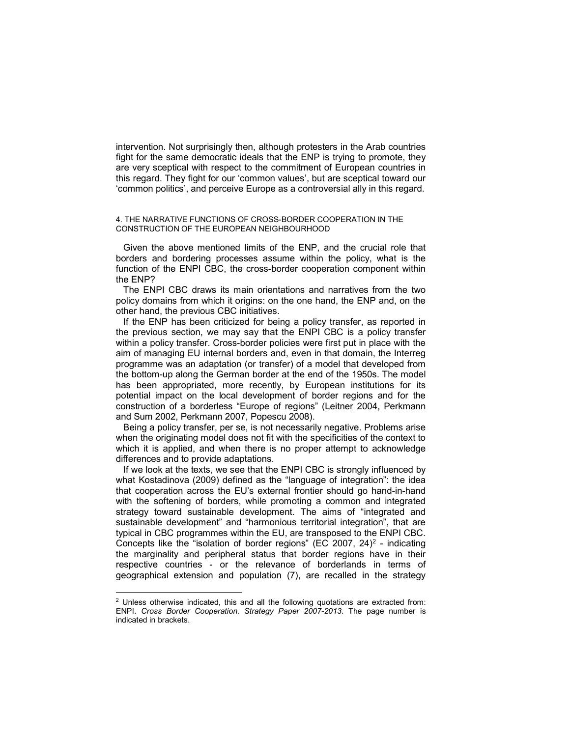intervention. Not surprisingly then, although protesters in the Arab countries fight for the same democratic ideals that the ENP is trying to promote, they are very sceptical with respect to the commitment of European countries in this regard. They fight for our 'common values', but are sceptical toward our 'common politics', and perceive Europe as a controversial ally in this regard.

## 4. THE NARRATIVE FUNCTIONS OF CROSS-BORDER COOPERATION IN THE CONSTRUCTION OF THE EUROPEAN NEIGHBOURHOOD

Given the above mentioned limits of the ENP, and the crucial role that borders and bordering processes assume within the policy, what is the function of the ENPI CBC, the cross-border cooperation component within the ENP?

The ENPI CBC draws its main orientations and narratives from the two policy domains from which it origins: on the one hand, the ENP and, on the other hand, the previous CBC initiatives.

If the ENP has been criticized for being a policy transfer, as reported in the previous section, we may say that the ENPI CBC is a policy transfer within a policy transfer. Cross-border policies were first put in place with the aim of managing EU internal borders and, even in that domain, the Interreg programme was an adaptation (or transfer) of a model that developed from the bottom-up along the German border at the end of the 1950s. The model has been appropriated, more recently, by European institutions for its potential impact on the local development of border regions and for the construction of a borderless "Europe of regions" (Leitner 2004, Perkmann and Sum 2002, Perkmann 2007, Popescu 2008).

Being a policy transfer, per se, is not necessarily negative. Problems arise when the originating model does not fit with the specificities of the context to which it is applied, and when there is no proper attempt to acknowledge differences and to provide adaptations.

If we look at the texts, we see that the ENPI CBC is strongly influenced by what Kostadinova (2009) defined as the "language of integration": the idea that cooperation across the EU's external frontier should go hand-in-hand with the softening of borders, while promoting a common and integrated strategy toward sustainable development. The aims of "integrated and sustainable development" and "harmonious territorial integration", that are typical in CBC programmes within the EU, are transposed to the ENPI CBC. Concepts like the "isolation of border regions" (EC 2007, 24)[2] - indicating the marginality and peripheral status that border regions have in their respective countries - or the relevance of borderlands in terms of geographical extension and population (7), are recalled in the strategy

---

[2] Unless otherwise indicated, this and all the following quotations are extracted from: ENPI. *Cross Border Cooperation. Strategy Paper 2007-2013*. The page number is indicated in brackets.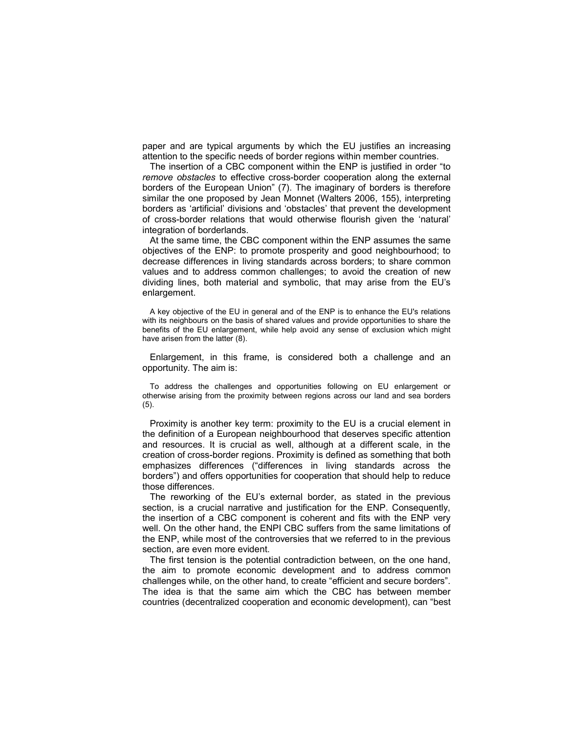paper and are typical arguments by which the EU justifies an increasing attention to the specific needs of border regions within member countries.

The insertion of a CBC component within the ENP is justified in order "to *remove obstacles* to effective cross-border cooperation along the external borders of the European Union" (7). The imaginary of borders is therefore similar the one proposed by Jean Monnet (Walters 2006, 155), interpreting borders as 'artificial' divisions and 'obstacles' that prevent the development of cross-border relations that would otherwise flourish given the 'natural' integration of borderlands.

At the same time, the CBC component within the ENP assumes the same objectives of the ENP: to promote prosperity and good neighbourhood; to decrease differences in living standards across borders; to share common values and to address common challenges; to avoid the creation of new dividing lines, both material and symbolic, that may arise from the EU's enlargement.

> A key objective of the EU in general and of the ENP is to enhance the EU's relations with its neighbours on the basis of shared values and provide opportunities to share the benefits of the EU enlargement, while help avoid any sense of exclusion which might have arisen from the latter (8).

Enlargement, in this frame, is considered both a challenge and an opportunity. The aim is:

> To address the challenges and opportunities following on EU enlargement or otherwise arising from the proximity between regions across our land and sea borders (5).

Proximity is another key term: proximity to the EU is a crucial element in the definition of a European neighbourhood that deserves specific attention and resources. It is crucial as well, although at a different scale, in the creation of cross-border regions. Proximity is defined as something that both emphasizes differences ("differences in living standards across the borders") and offers opportunities for cooperation that should help to reduce those differences.

The reworking of the EU's external border, as stated in the previous section, is a crucial narrative and justification for the ENP. Consequently, the insertion of a CBC component is coherent and fits with the ENP very well. On the other hand, the ENPI CBC suffers from the same limitations of the ENP, while most of the controversies that we referred to in the previous section, are even more evident.

The first tension is the potential contradiction between, on the one hand, the aim to promote economic development and to address common challenges while, on the other hand, to create "efficient and secure borders". The idea is that the same aim which the CBC has between member countries (decentralized cooperation and economic development), can "best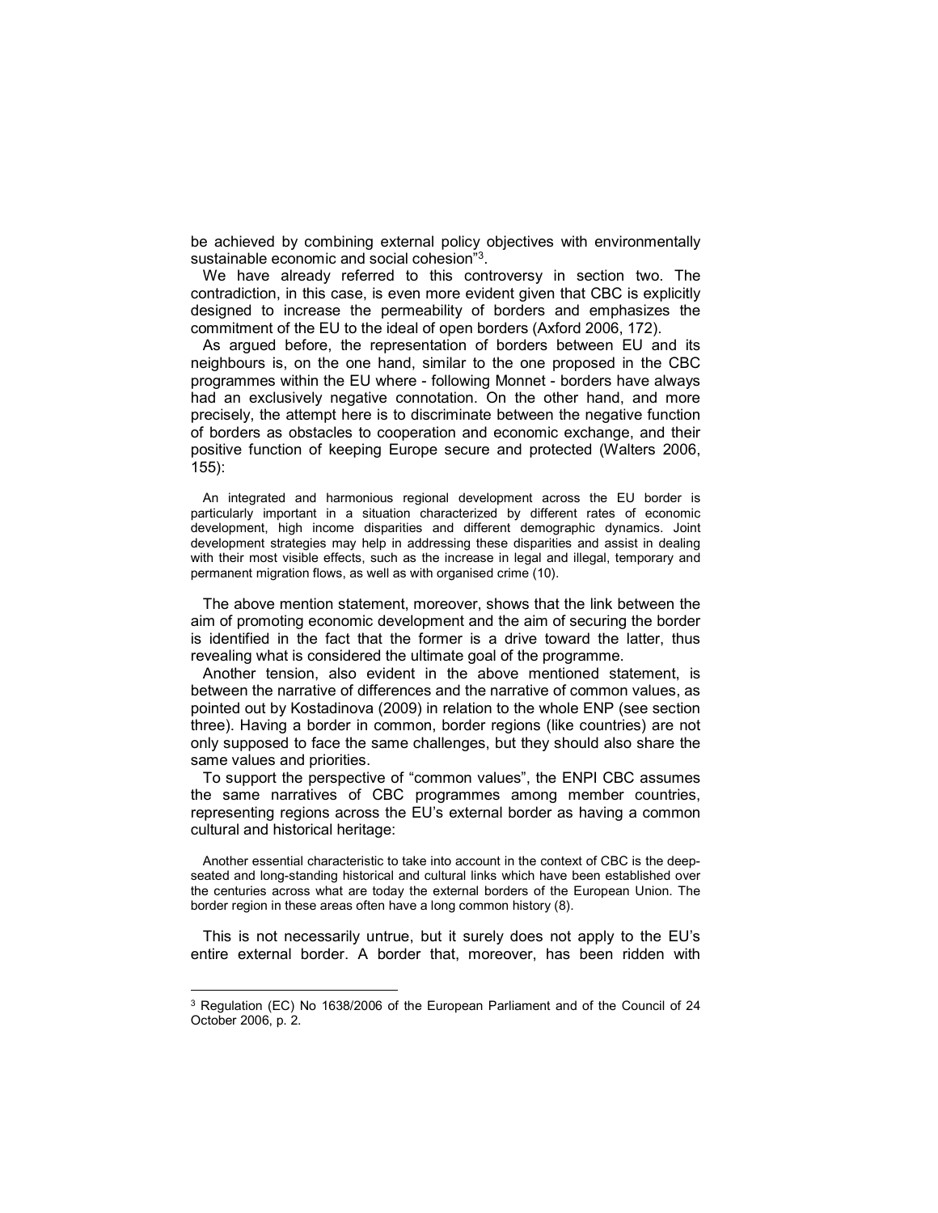be achieved by combining external policy objectives with environmentally sustainable economic and social cohesion"[3].

We have already referred to this controversy in section two. The contradiction, in this case, is even more evident given that CBC is explicitly designed to increase the permeability of borders and emphasizes the commitment of the EU to the ideal of open borders (Axford 2006, 172).

As argued before, the representation of borders between EU and its neighbours is, on the one hand, similar to the one proposed in the CBC programmes within the EU where - following Monnet - borders have always had an exclusively negative connotation. On the other hand, and more precisely, the attempt here is to discriminate between the negative function of borders as obstacles to cooperation and economic exchange, and their positive function of keeping Europe secure and protected (Walters 2006, 155):

> An integrated and harmonious regional development across the EU border is particularly important in a situation characterized by different rates of economic development, high income disparities and different demographic dynamics. Joint development strategies may help in addressing these disparities and assist in dealing with their most visible effects, such as the increase in legal and illegal, temporary and permanent migration flows, as well as with organised crime (10).

The above mention statement, moreover, shows that the link between the aim of promoting economic development and the aim of securing the border is identified in the fact that the former is a drive toward the latter, thus revealing what is considered the ultimate goal of the programme.

Another tension, also evident in the above mentioned statement, is between the narrative of differences and the narrative of common values, as pointed out by Kostadinova (2009) in relation to the whole ENP (see section three). Having a border in common, border regions (like countries) are not only supposed to face the same challenges, but they should also share the same values and priorities.

To support the perspective of "common values", the ENPI CBC assumes the same narratives of CBC programmes among member countries, representing regions across the EU's external border as having a common cultural and historical heritage:

> Another essential characteristic to take into account in the context of CBC is the deep-seated and long-standing historical and cultural links which have been established over the centuries across what are today the external borders of the European Union. The border region in these areas often have a long common history (8).

This is not necessarily untrue, but it surely does not apply to the EU's entire external border. A border that, moreover, has been ridden with

---

[3] Regulation (EC) No 1638/2006 of the European Parliament and of the Council of 24 October 2006, p. 2.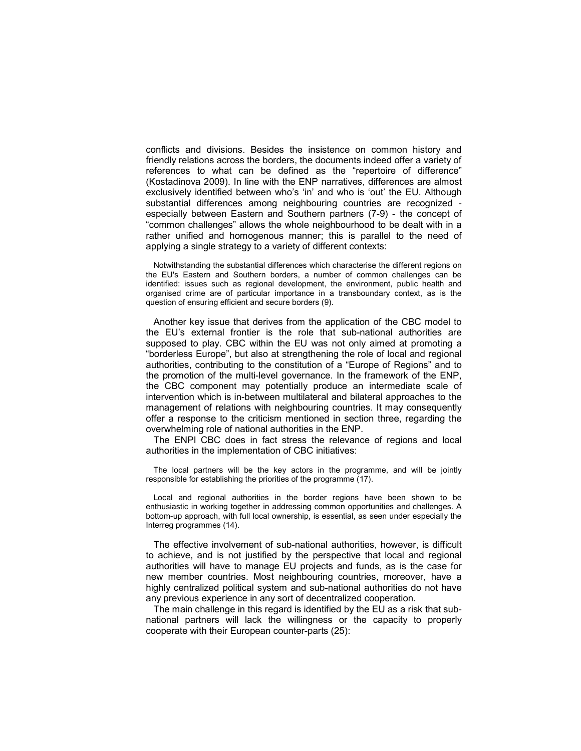conflicts and divisions. Besides the insistence on common history and friendly relations across the borders, the documents indeed offer a variety of references to what can be defined as the "repertoire of difference" (Kostadinova 2009). In line with the ENP narratives, differences are almost exclusively identified between who's 'in' and who is 'out' the EU. Although substantial differences among neighbouring countries are recognized - especially between Eastern and Southern partners (7-9) - the concept of "common challenges" allows the whole neighbourhood to be dealt with in a rather unified and homogenous manner; this is parallel to the need of applying a single strategy to a variety of different contexts:

> Notwithstanding the substantial differences which characterise the different regions on the EU's Eastern and Southern borders, a number of common challenges can be identified: issues such as regional development, the environment, public health and organised crime are of particular importance in a transboundary context, as is the question of ensuring efficient and secure borders (9).

Another key issue that derives from the application of the CBC model to the EU's external frontier is the role that sub-national authorities are supposed to play. CBC within the EU was not only aimed at promoting a "borderless Europe", but also at strengthening the role of local and regional authorities, contributing to the constitution of a "Europe of Regions" and to the promotion of the multi-level governance. In the framework of the ENP, the CBC component may potentially produce an intermediate scale of intervention which is in-between multilateral and bilateral approaches to the management of relations with neighbouring countries. It may consequently offer a response to the criticism mentioned in section three, regarding the overwhelming role of national authorities in the ENP.

The ENPI CBC does in fact stress the relevance of regions and local authorities in the implementation of CBC initiatives:

> The local partners will be the key actors in the programme, and will be jointly responsible for establishing the priorities of the programme (17).

> Local and regional authorities in the border regions have been shown to be enthusiastic in working together in addressing common opportunities and challenges. A bottom-up approach, with full local ownership, is essential, as seen under especially the Interreg programmes (14).

The effective involvement of sub-national authorities, however, is difficult to achieve, and is not justified by the perspective that local and regional authorities will have to manage EU projects and funds, as is the case for new member countries. Most neighbouring countries, moreover, have a highly centralized political system and sub-national authorities do not have any previous experience in any sort of decentralized cooperation.

The main challenge in this regard is identified by the EU as a risk that sub-national partners will lack the willingness or the capacity to properly cooperate with their European counter-parts (25):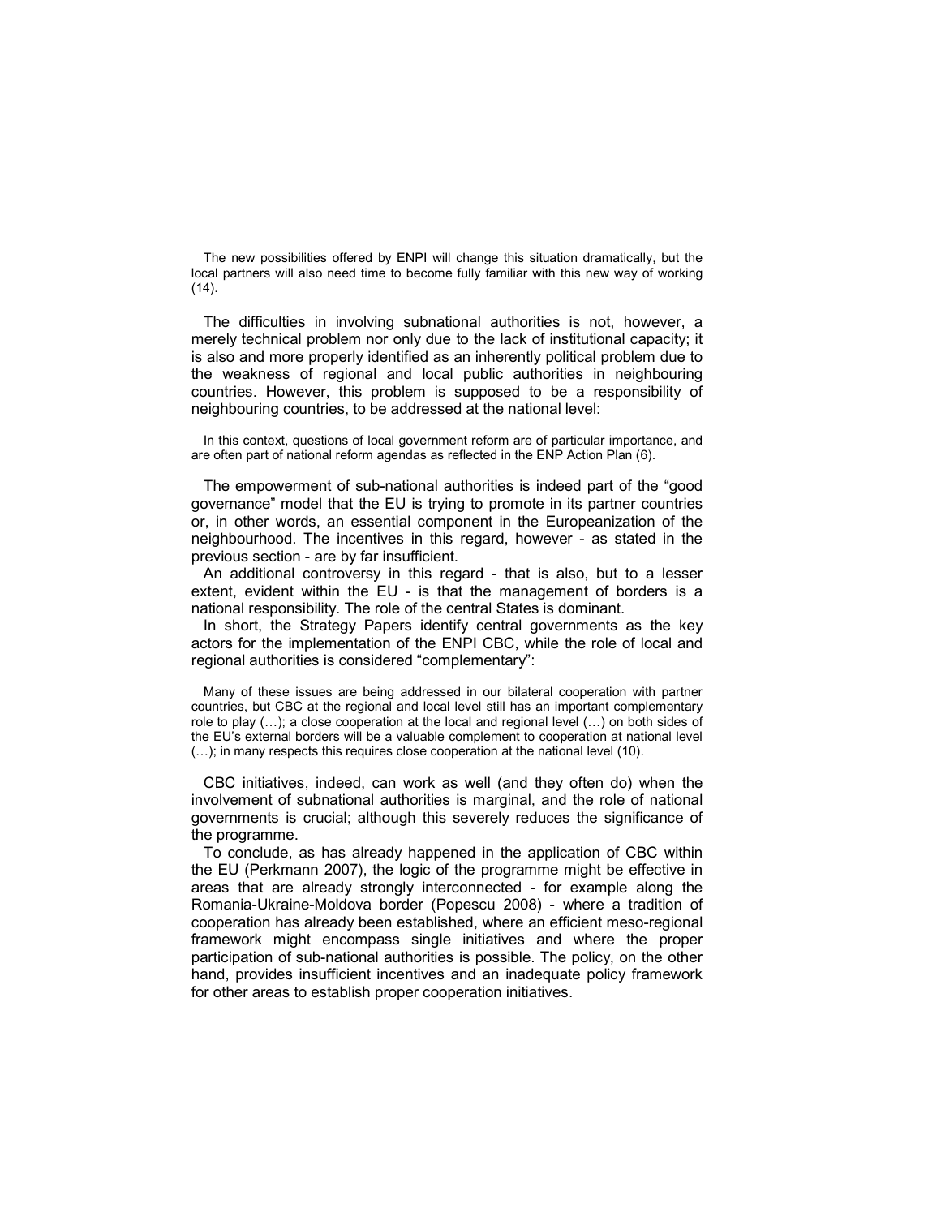The new possibilities offered by ENPI will change this situation dramatically, but the local partners will also need time to become fully familiar with this new way of working (14).

The difficulties in involving subnational authorities is not, however, a merely technical problem nor only due to the lack of institutional capacity; it is also and more properly identified as an inherently political problem due to the weakness of regional and local public authorities in neighbouring countries. However, this problem is supposed to be a responsibility of neighbouring countries, to be addressed at the national level:

> In this context, questions of local government reform are of particular importance, and are often part of national reform agendas as reflected in the ENP Action Plan (6).

The empowerment of sub-national authorities is indeed part of the "good governance" model that the EU is trying to promote in its partner countries or, in other words, an essential component in the Europeanization of the neighbourhood. The incentives in this regard, however - as stated in the previous section - are by far insufficient.

An additional controversy in this regard - that is also, but to a lesser extent, evident within the EU - is that the management of borders is a national responsibility. The role of the central States is dominant.

In short, the Strategy Papers identify central governments as the key actors for the implementation of the ENPI CBC, while the role of local and regional authorities is considered "complementary":

> Many of these issues are being addressed in our bilateral cooperation with partner countries, but CBC at the regional and local level still has an important complementary role to play (…); a close cooperation at the local and regional level (…) on both sides of the EU's external borders will be a valuable complement to cooperation at national level (…); in many respects this requires close cooperation at the national level (10).

CBC initiatives, indeed, can work as well (and they often do) when the involvement of subnational authorities is marginal, and the role of national governments is crucial; although this severely reduces the significance of the programme.

To conclude, as has already happened in the application of CBC within the EU (Perkmann 2007), the logic of the programme might be effective in areas that are already strongly interconnected - for example along the Romania-Ukraine-Moldova border (Popescu 2008) - where a tradition of cooperation has already been established, where an efficient meso-regional framework might encompass single initiatives and where the proper participation of sub-national authorities is possible. The policy, on the other hand, provides insufficient incentives and an inadequate policy framework for other areas to establish proper cooperation initiatives.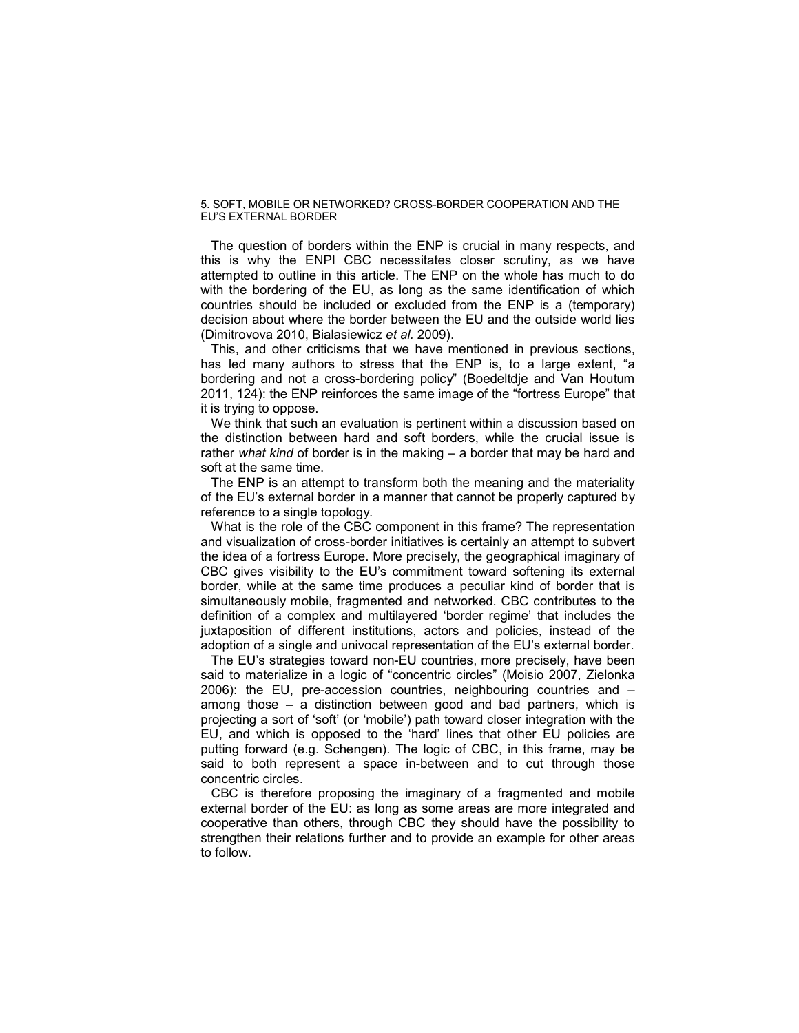## 5. SOFT, MOBILE OR NETWORKED? CROSS-BORDER COOPERATION AND THE EU'S EXTERNAL BORDER

The question of borders within the ENP is crucial in many respects, and this is why the ENPI CBC necessitates closer scrutiny, as we have attempted to outline in this article. The ENP on the whole has much to do with the bordering of the EU, as long as the same identification of which countries should be included or excluded from the ENP is a (temporary) decision about where the border between the EU and the outside world lies (Dimitrovova 2010, Bialasiewicz *et al.* 2009).

This, and other criticisms that we have mentioned in previous sections, has led many authors to stress that the ENP is, to a large extent, "a bordering and not a cross-bordering policy" (Boedeltdje and Van Houtum 2011, 124): the ENP reinforces the same image of the "fortress Europe" that it is trying to oppose.

We think that such an evaluation is pertinent within a discussion based on the distinction between hard and soft borders, while the crucial issue is rather *what kind* of border is in the making – a border that may be hard and soft at the same time.

The ENP is an attempt to transform both the meaning and the materiality of the EU's external border in a manner that cannot be properly captured by reference to a single topology.

What is the role of the CBC component in this frame? The representation and visualization of cross-border initiatives is certainly an attempt to subvert the idea of a fortress Europe. More precisely, the geographical imaginary of CBC gives visibility to the EU's commitment toward softening its external border, while at the same time produces a peculiar kind of border that is simultaneously mobile, fragmented and networked. CBC contributes to the definition of a complex and multilayered 'border regime' that includes the juxtaposition of different institutions, actors and policies, instead of the adoption of a single and univocal representation of the EU's external border.

The EU's strategies toward non-EU countries, more precisely, have been said to materialize in a logic of "concentric circles" (Moisio 2007, Zielonka 2006): the EU, pre-accession countries, neighbouring countries and – among those – a distinction between good and bad partners, which is projecting a sort of 'soft' (or 'mobile') path toward closer integration with the EU, and which is opposed to the 'hard' lines that other EU policies are putting forward (e.g. Schengen). The logic of CBC, in this frame, may be said to both represent a space in-between and to cut through those concentric circles.

CBC is therefore proposing the imaginary of a fragmented and mobile external border of the EU: as long as some areas are more integrated and cooperative than others, through CBC they should have the possibility to strengthen their relations further and to provide an example for other areas to follow.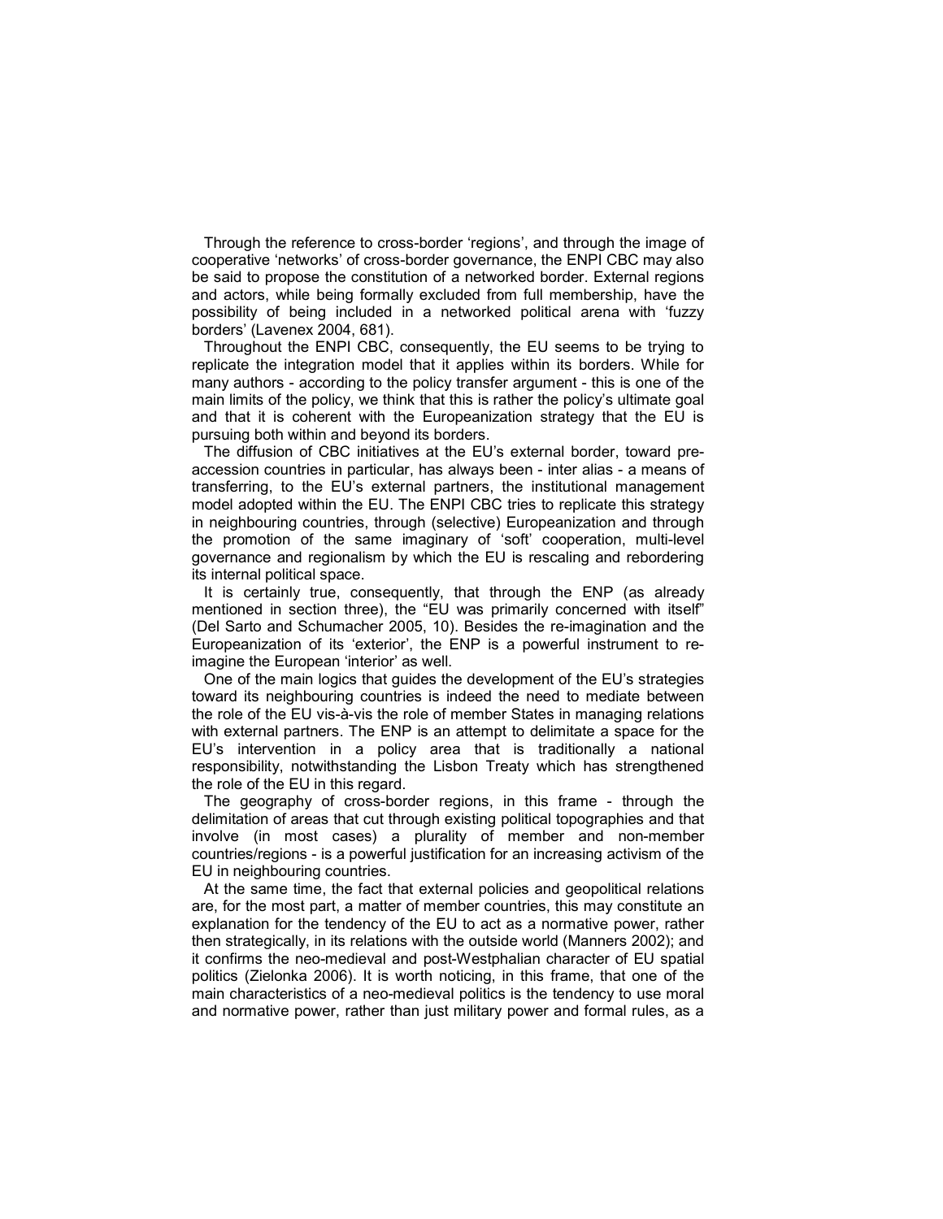Through the reference to cross-border 'regions', and through the image of cooperative 'networks' of cross-border governance, the ENPI CBC may also be said to propose the constitution of a networked border. External regions and actors, while being formally excluded from full membership, have the possibility of being included in a networked political arena with 'fuzzy borders' (Lavenex 2004, 681).

Throughout the ENPI CBC, consequently, the EU seems to be trying to replicate the integration model that it applies within its borders. While for many authors - according to the policy transfer argument - this is one of the main limits of the policy, we think that this is rather the policy's ultimate goal and that it is coherent with the Europeanization strategy that the EU is pursuing both within and beyond its borders.

The diffusion of CBC initiatives at the EU's external border, toward pre-accession countries in particular, has always been - inter alias - a means of transferring, to the EU's external partners, the institutional management model adopted within the EU. The ENPI CBC tries to replicate this strategy in neighbouring countries, through (selective) Europeanization and through the promotion of the same imaginary of 'soft' cooperation, multi-level governance and regionalism by which the EU is rescaling and rebordering its internal political space.

It is certainly true, consequently, that through the ENP (as already mentioned in section three), the "EU was primarily concerned with itself" (Del Sarto and Schumacher 2005, 10). Besides the re-imagination and the Europeanization of its 'exterior', the ENP is a powerful instrument to re-imagine the European 'interior' as well.

One of the main logics that guides the development of the EU's strategies toward its neighbouring countries is indeed the need to mediate between the role of the EU vis-à-vis the role of member States in managing relations with external partners. The ENP is an attempt to delimitate a space for the EU's intervention in a policy area that is traditionally a national responsibility, notwithstanding the Lisbon Treaty which has strengthened the role of the EU in this regard.

The geography of cross-border regions, in this frame - through the delimitation of areas that cut through existing political topographies and that involve (in most cases) a plurality of member and non-member countries/regions - is a powerful justification for an increasing activism of the EU in neighbouring countries.

At the same time, the fact that external policies and geopolitical relations are, for the most part, a matter of member countries, this may constitute an explanation for the tendency of the EU to act as a normative power, rather then strategically, in its relations with the outside world (Manners 2002); and it confirms the neo-medieval and post-Westphalian character of EU spatial politics (Zielonka 2006). It is worth noticing, in this frame, that one of the main characteristics of a neo-medieval politics is the tendency to use moral and normative power, rather than just military power and formal rules, as a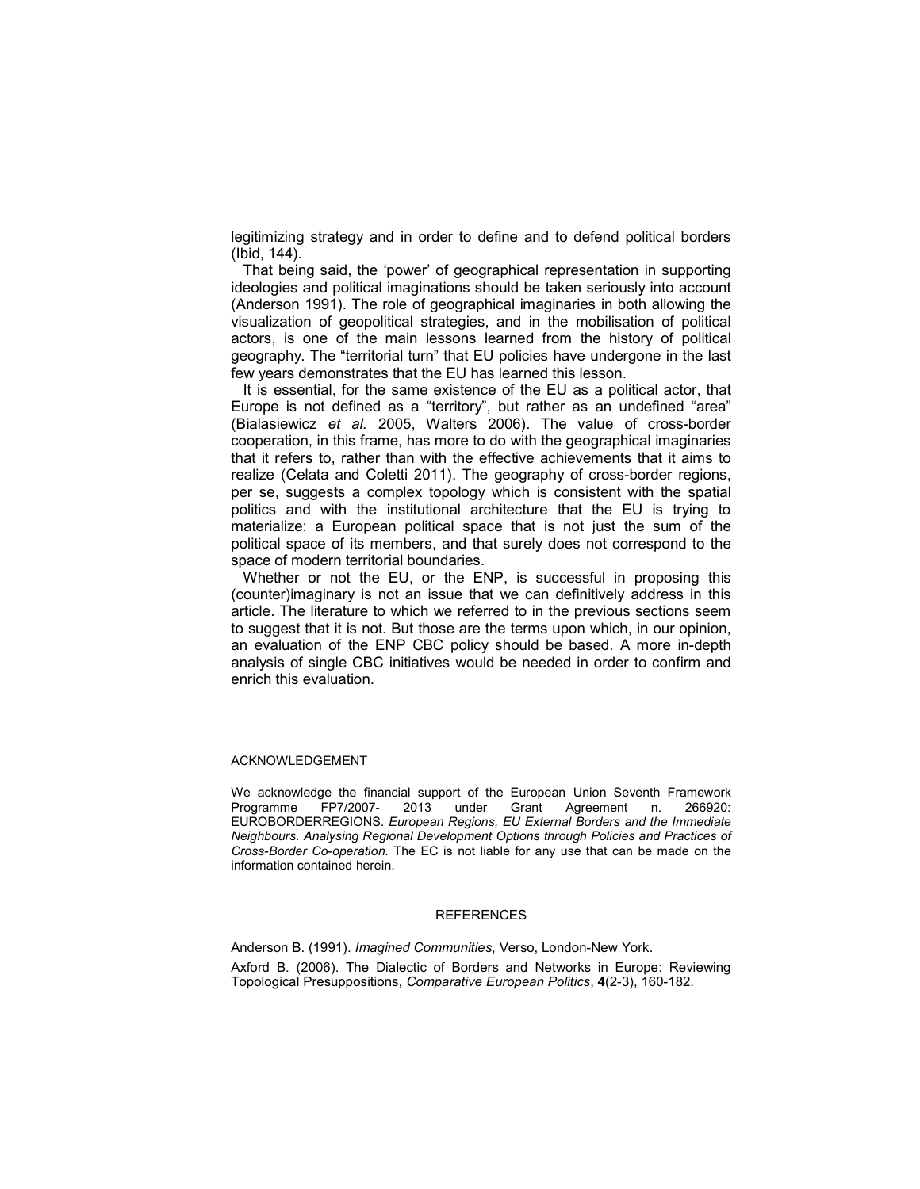legitimizing strategy and in order to define and to defend political borders (Ibid, 144).

That being said, the 'power' of geographical representation in supporting ideologies and political imaginations should be taken seriously into account (Anderson 1991). The role of geographical imaginaries in both allowing the visualization of geopolitical strategies, and in the mobilisation of political actors, is one of the main lessons learned from the history of political geography. The "territorial turn" that EU policies have undergone in the last few years demonstrates that the EU has learned this lesson.

It is essential, for the same existence of the EU as a political actor, that Europe is not defined as a "territory", but rather as an undefined "area" (Bialasiewicz *et al.* 2005, Walters 2006). The value of cross-border cooperation, in this frame, has more to do with the geographical imaginaries that it refers to, rather than with the effective achievements that it aims to realize (Celata and Coletti 2011). The geography of cross-border regions, per se, suggests a complex topology which is consistent with the spatial politics and with the institutional architecture that the EU is trying to materialize: a European political space that is not just the sum of the political space of its members, and that surely does not correspond to the space of modern territorial boundaries.

Whether or not the EU, or the ENP, is successful in proposing this (counter)imaginary is not an issue that we can definitively address in this article. The literature to which we referred to in the previous sections seem to suggest that it is not. But those are the terms upon which, in our opinion, an evaluation of the ENP CBC policy should be based. A more in-depth analysis of single CBC initiatives would be needed in order to confirm and enrich this evaluation.

ACKNOWLEDGEMENT

We acknowledge the financial support of the European Union Seventh Framework Programme FP7/2007- 2013 under Grant Agreement n. 266920: EUROBORDERREGIONS. *European Regions, EU External Borders and the Immediate Neighbours. Analysing Regional Development Options through Policies and Practices of Cross-Border Co-operation.* The EC is not liable for any use that can be made on the information contained herein.

## REFERENCES

Anderson B. (1991). *Imagined Communities*, Verso, London-New York.

Axford B. (2006). The Dialectic of Borders and Networks in Europe: Reviewing Topological Presuppositions, *Comparative European Politics*, **4**(2-3), 160-182.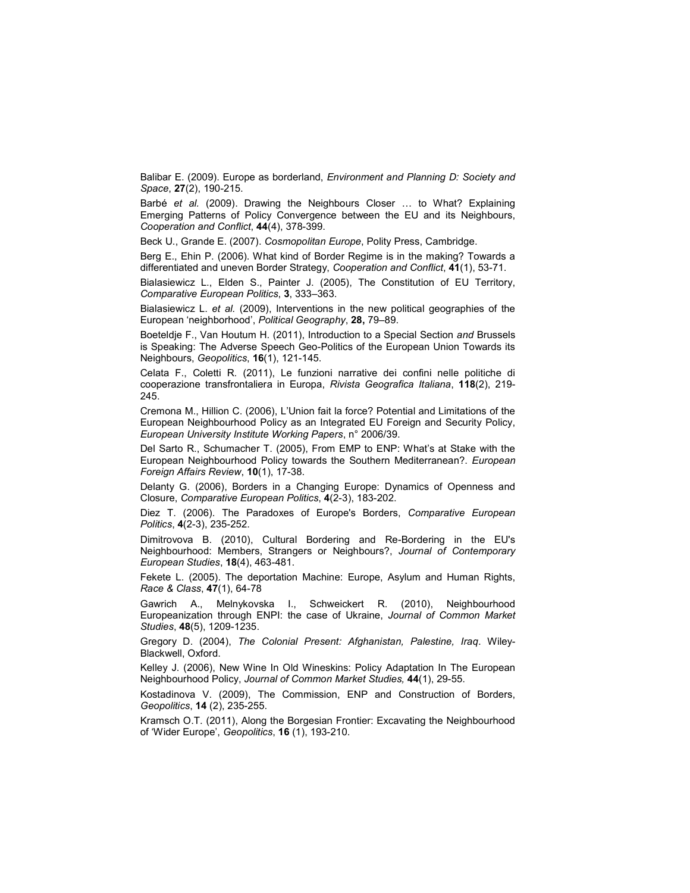Balibar E. (2009). Europe as borderland, *Environment and Planning D: Society and Space*, **27**(2), 190-215.

Barbé *et al.* (2009). Drawing the Neighbours Closer … to What? Explaining Emerging Patterns of Policy Convergence between the EU and its Neighbours, *Cooperation and Conflict*, **44**(4), 378-399.

Beck U., Grande E. (2007). *Cosmopolitan Europe*, Polity Press, Cambridge.

Berg E., Ehin P. (2006). What kind of Border Regime is in the making? Towards a differentiated and uneven Border Strategy, *Cooperation and Conflict*, **41**(1), 53-71.

Bialasiewicz L., Elden S., Painter J. (2005), The Constitution of EU Territory, *Comparative European Politics*, **3**, 333–363.

Bialasiewicz L. *et al.* (2009), Interventions in the new political geographies of the European 'neighborhood', *Political Geography*, **28,** 79–89.

Boeteldje F., Van Houtum H. (2011), Introduction to a Special Section *and* Brussels is Speaking: The Adverse Speech Geo-Politics of the European Union Towards its Neighbours, *Geopolitics*, **16**(1), 121-145.

Celata F., Coletti R. (2011), Le funzioni narrative dei confini nelle politiche di cooperazione transfrontaliera in Europa, *Rivista Geografica Italiana*, **118**(2), 219-245.

Cremona M., Hillion C. (2006), L'Union fait la force? Potential and Limitations of the European Neighbourhood Policy as an Integrated EU Foreign and Security Policy, *European University Institute Working Papers*, n° 2006/39.

Del Sarto R., Schumacher T. (2005), From EMP to ENP: What's at Stake with the European Neighbourhood Policy towards the Southern Mediterranean?. *European Foreign Affairs Review*, **10**(1), 17-38.

Delanty G. (2006), Borders in a Changing Europe: Dynamics of Openness and Closure, *Comparative European Politics*, **4**(2-3), 183-202.

Diez T. (2006). The Paradoxes of Europe's Borders, *Comparative European Politics*, **4**(2-3), 235-252.

Dimitrovova B. (2010), Cultural Bordering and Re-Bordering in the EU's Neighbourhood: Members, Strangers or Neighbours?, *Journal of Contemporary European Studies*, **18**(4), 463-481.

Fekete L. (2005). The deportation Machine: Europe, Asylum and Human Rights, *Race & Class*, **47**(1), 64-78

Gawrich A., Melnykovska I., Schweickert R. (2010), Neighbourhood Europeanization through ENPI: the case of Ukraine, *Journal of Common Market Studies*, **48**(5), 1209-1235.

Gregory D. (2004), *The Colonial Present: Afghanistan, Palestine, Iraq*. Wiley-Blackwell, Oxford.

Kelley J. (2006), New Wine In Old Wineskins: Policy Adaptation In The European Neighbourhood Policy, *Journal of Common Market Studies,* **44**(1), 29-55.

Kostadinova V. (2009), The Commission, ENP and Construction of Borders, *Geopolitics*, **14** (2), 235-255.

Kramsch O.T. (2011), Along the Borgesian Frontier: Excavating the Neighbourhood of 'Wider Europe', *Geopolitics*, **16** (1), 193-210.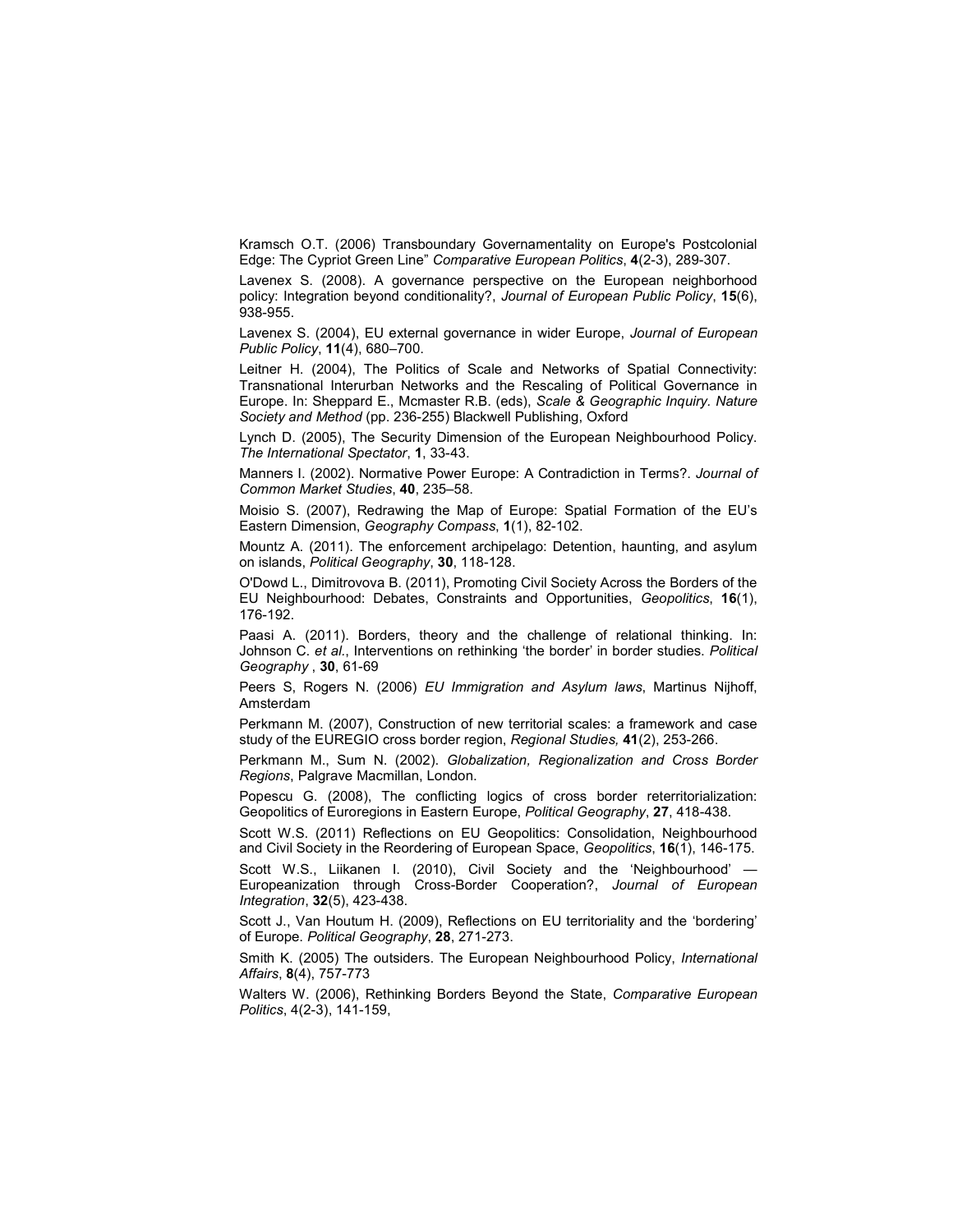Kramsch O.T. (2006) Transboundary Governamentality on Europe's Postcolonial Edge: The Cypriot Green Line" *Comparative European Politics*, **4**(2-3), 289-307.

Lavenex S. (2008). A governance perspective on the European neighborhood policy: Integration beyond conditionality?, *Journal of European Public Policy*, **15**(6), 938-955.

Lavenex S. (2004), EU external governance in wider Europe, *Journal of European Public Policy*, **11**(4), 680–700.

Leitner H. (2004), The Politics of Scale and Networks of Spatial Connectivity: Transnational Interurban Networks and the Rescaling of Political Governance in Europe. In: Sheppard E., Mcmaster R.B. (eds), *Scale & Geographic Inquiry. Nature Society and Method* (pp. 236-255) Blackwell Publishing, Oxford

Lynch D. (2005), The Security Dimension of the European Neighbourhood Policy. *The International Spectator*, **1**, 33-43.

Manners I. (2002). Normative Power Europe: A Contradiction in Terms?. *Journal of Common Market Studies*, **40**, 235–58.

Moisio S. (2007), Redrawing the Map of Europe: Spatial Formation of the EU's Eastern Dimension, *Geography Compass*, **1**(1), 82-102.

Mountz A. (2011). The enforcement archipelago: Detention, haunting, and asylum on islands, *Political Geography*, **30**, 118-128.

O'Dowd L., Dimitrovova B. (2011), Promoting Civil Society Across the Borders of the EU Neighbourhood: Debates, Constraints and Opportunities, *Geopolitics*, **16**(1), 176-192.

Paasi A. (2011). Borders, theory and the challenge of relational thinking. In: Johnson C. *et al.*, Interventions on rethinking 'the border' in border studies. *Political Geography* , **30**, 61-69

Peers S, Rogers N. (2006) *EU Immigration and Asylum laws*, Martinus Nijhoff, Amsterdam

Perkmann M. (2007), Construction of new territorial scales: a framework and case study of the EUREGIO cross border region, *Regional Studies,* **41**(2), 253-266.

Perkmann M., Sum N. (2002). *Globalization, Regionalization and Cross Border Regions*, Palgrave Macmillan, London.

Popescu G. (2008), The conflicting logics of cross border reterritorialization: Geopolitics of Euroregions in Eastern Europe, *Political Geography*, **27**, 418-438.

Scott W.S. (2011) Reflections on EU Geopolitics: Consolidation, Neighbourhood and Civil Society in the Reordering of European Space, *Geopolitics*, **16**(1), 146-175.

Scott W.S., Liikanen I. (2010), Civil Society and the 'Neighbourhood' — Europeanization through Cross-Border Cooperation?, *Journal of European Integration*, **32**(5), 423-438.

Scott J., Van Houtum H. (2009), Reflections on EU territoriality and the 'bordering' of Europe. *Political Geography*, **28**, 271-273.

Smith K. (2005) The outsiders. The European Neighbourhood Policy, *International Affairs*, **8**(4), 757-773

Walters W. (2006), Rethinking Borders Beyond the State, *Comparative European Politics*, 4(2-3), 141-159,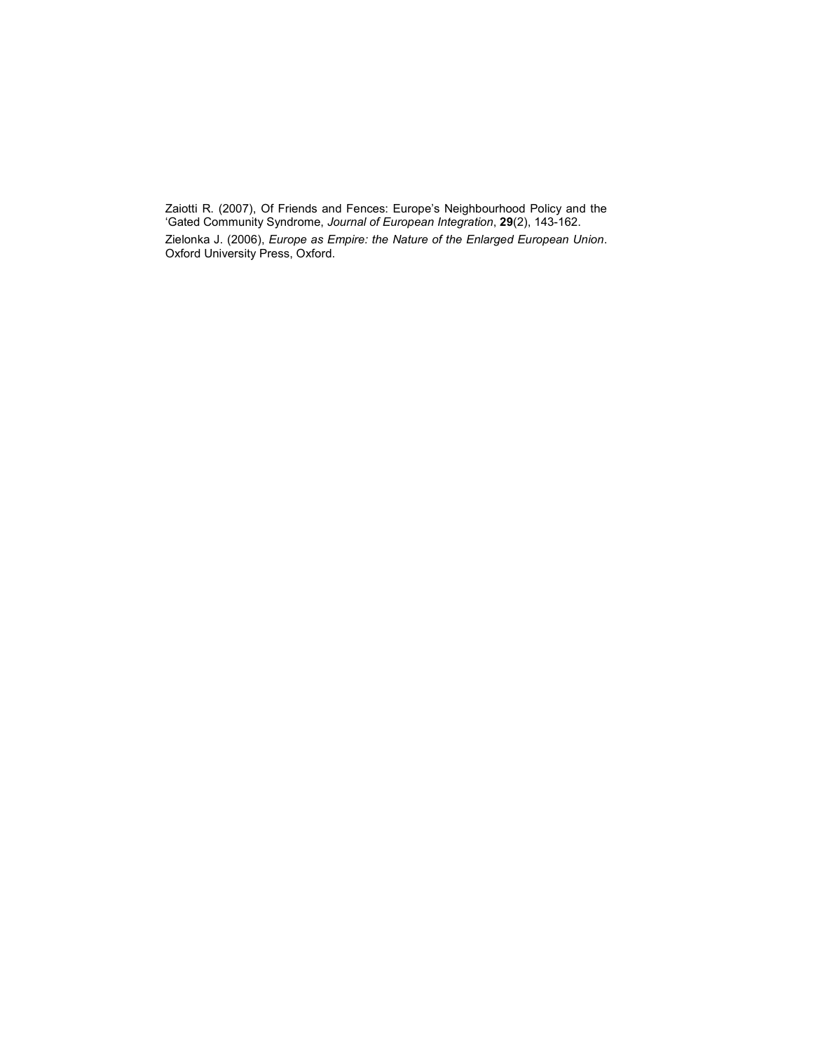Zaiotti R. (2007), Of Friends and Fences: Europe's Neighbourhood Policy and the 'Gated Community Syndrome, *Journal of European Integration*, **29**(2), 143-162.

Zielonka J. (2006), *Europe as Empire: the Nature of the Enlarged European Union*. Oxford University Press, Oxford.